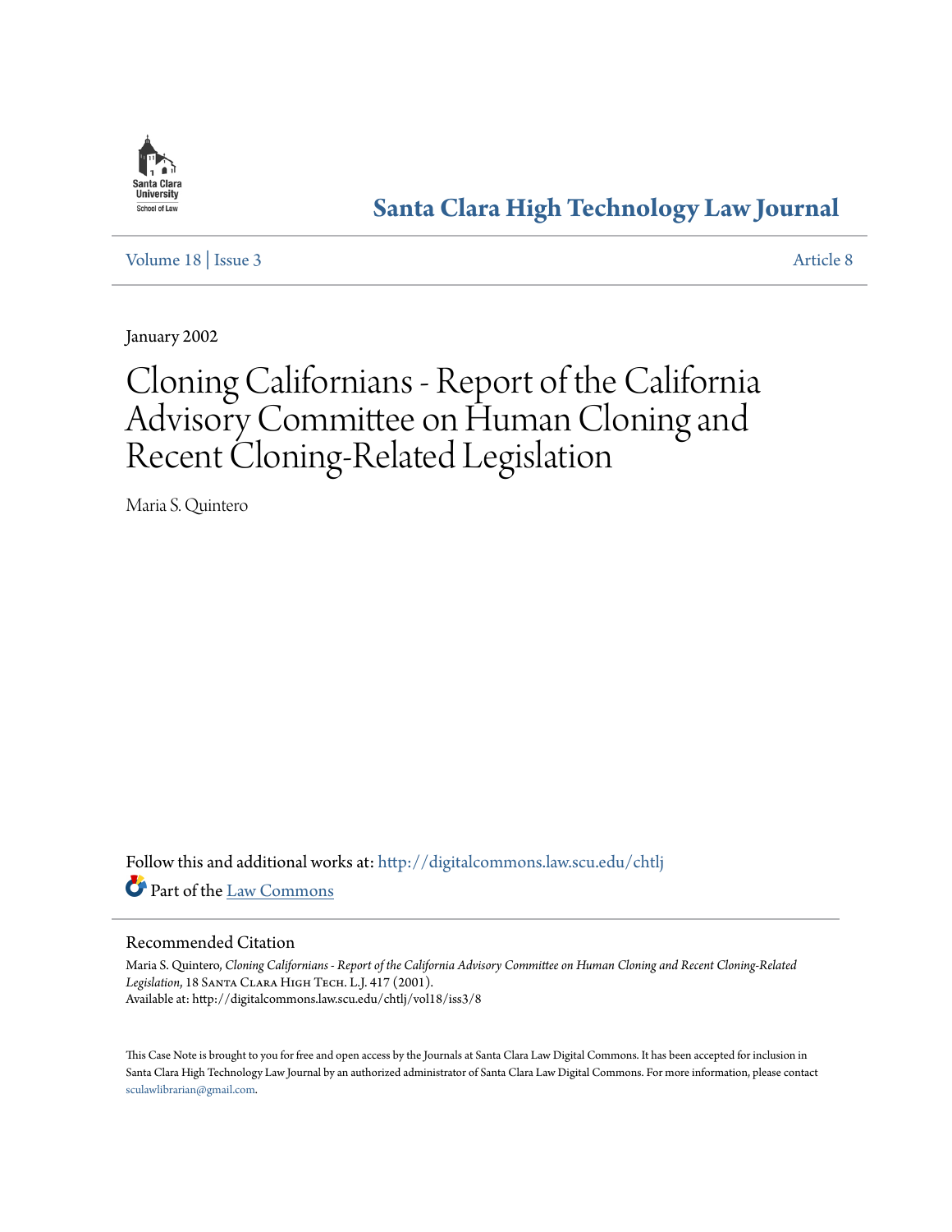Santa Clara University School of Law

# Santa Clara High Technology Law Journal

Volume 18 | Issue 3 Article 8

January 2002

# Cloning Californians - Report of the California Advisory Committee on Human Cloning and Recent Cloning-Related Legislation

Maria S. Quintero

Follow this and additional works at: http://digitalcommons.law.scu.edu/chtlj

Part of the Law Commons

## Recommended Citation

Maria S. Quintero, *Cloning Californians - Report of the California Advisory Committee on Human Cloning and Recent Cloning-Related Legislation*, 18 Santa Clara High Tech. L.J. 417 (2001).
Available at: http://digitalcommons.law.scu.edu/chtlj/vol18/iss3/8

This Case Note is brought to you for free and open access by the Journals at Santa Clara Law Digital Commons. It has been accepted for inclusion in Santa Clara High Technology Law Journal by an authorized administrator of Santa Clara Law Digital Commons. For more information, please contact sculawlibrarian@gmail.com.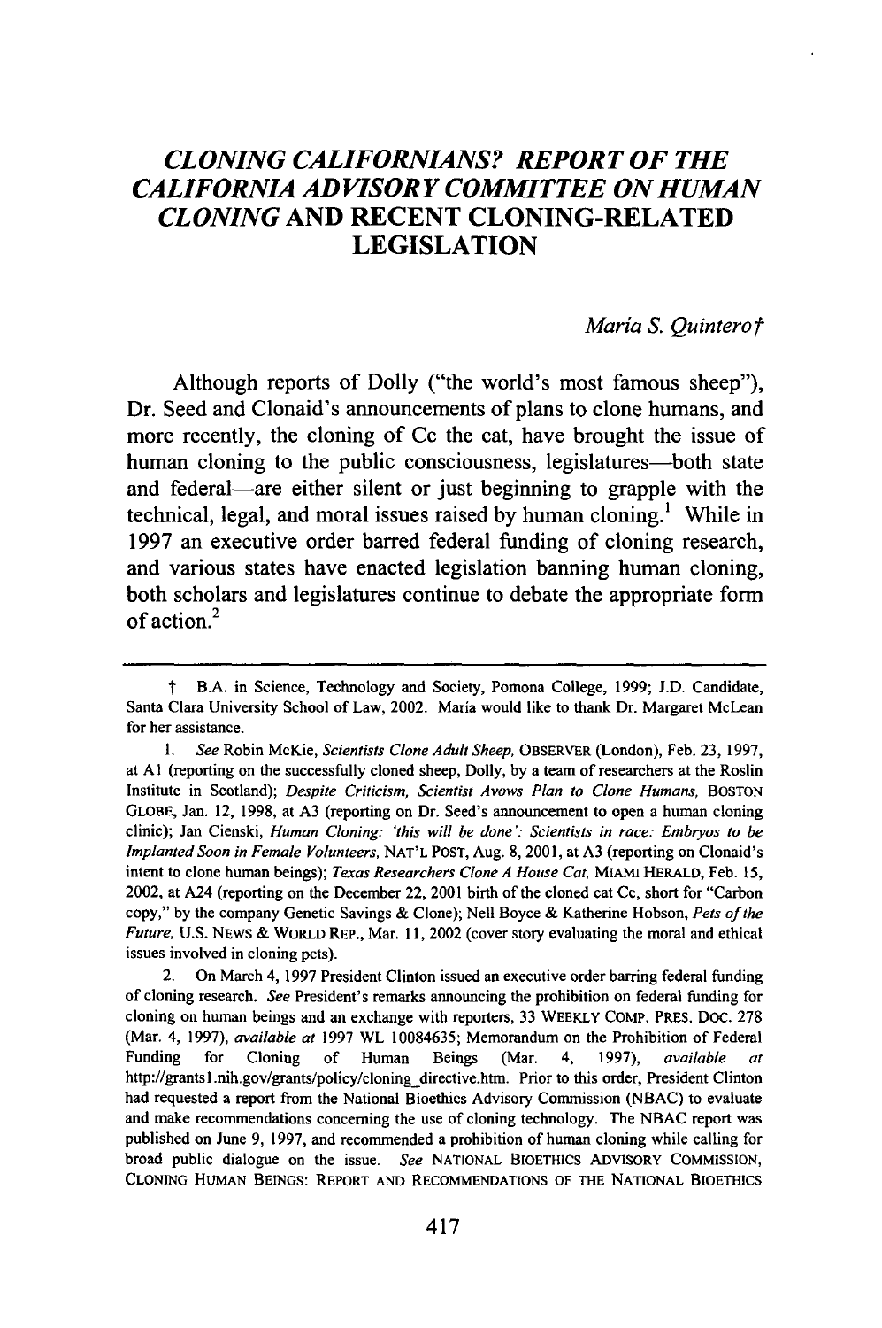# *CLONING CALIFORNIANS? REPORT OF THE CALIFORNIA ADVISORY COMMITTEE ON HUMAN CLONING* AND RECENT CLONING-RELATED LEGISLATION

*Maria S. Quintero†*

Although reports of Dolly ("the world's most famous sheep"), Dr. Seed and Clonaid's announcements of plans to clone humans, and more recently, the cloning of Cc the cat, have brought the issue of human cloning to the public consciousness, legislatures—both state and federal—are either silent or just beginning to grapple with the technical, legal, and moral issues raised by human cloning.[1] While in 1997 an executive order barred federal funding of cloning research, and various states have enacted legislation banning human cloning, both scholars and legislatures continue to debate the appropriate form of action.[2]

---

† B.A. in Science, Technology and Society, Pomona College, 1999; J.D. Candidate, Santa Clara University School of Law, 2002. María would like to thank Dr. Margaret McLean for her assistance.

1. *See* Robin McKie, *Scientists Clone Adult Sheep*, OBSERVER (London), Feb. 23, 1997, at A1 (reporting on the successfully cloned sheep, Dolly, by a team of researchers at the Roslin Institute in Scotland); *Despite Criticism, Scientist Avows Plan to Clone Humans*, BOSTON GLOBE, Jan. 12, 1998, at A3 (reporting on Dr. Seed's announcement to open a human cloning clinic); Jan Cienski, *Human Cloning: 'this will be done': Scientists in race: Embryos to be Implanted Soon in Female Volunteers*, NAT'L POST, Aug. 8, 2001, at A3 (reporting on Clonaid's intent to clone human beings); *Texas Researchers Clone A House Cat*, MIAMI HERALD, Feb. 15, 2002, at A24 (reporting on the December 22, 2001 birth of the cloned cat Cc, short for "Carbon copy," by the company Genetic Savings & Clone); Nell Boyce & Katherine Hobson, *Pets of the Future*, U.S. NEWS & WORLD REP., Mar. 11, 2002 (cover story evaluating the moral and ethical issues involved in cloning pets).

2. On March 4, 1997 President Clinton issued an executive order barring federal funding of cloning research. *See* President's remarks announcing the prohibition on federal funding for cloning on human beings and an exchange with reporters, 33 WEEKLY COMP. PRES. DOC. 278 (Mar. 4, 1997), *available at* 1997 WL 10084635; Memorandum on the Prohibition of Federal Funding for Cloning of Human Beings (Mar. 4, 1997), *available at* http://grants1.nih.gov/grants/policy/cloning_directive.htm. Prior to this order, President Clinton had requested a report from the National Bioethics Advisory Commission (NBAC) to evaluate and make recommendations concerning the use of cloning technology. The NBAC report was published on June 9, 1997, and recommended a prohibition of human cloning while calling for broad public dialogue on the issue. *See* NATIONAL BIOETHICS ADVISORY COMMISSION, CLONING HUMAN BEINGS: REPORT AND RECOMMENDATIONS OF THE NATIONAL BIOETHICS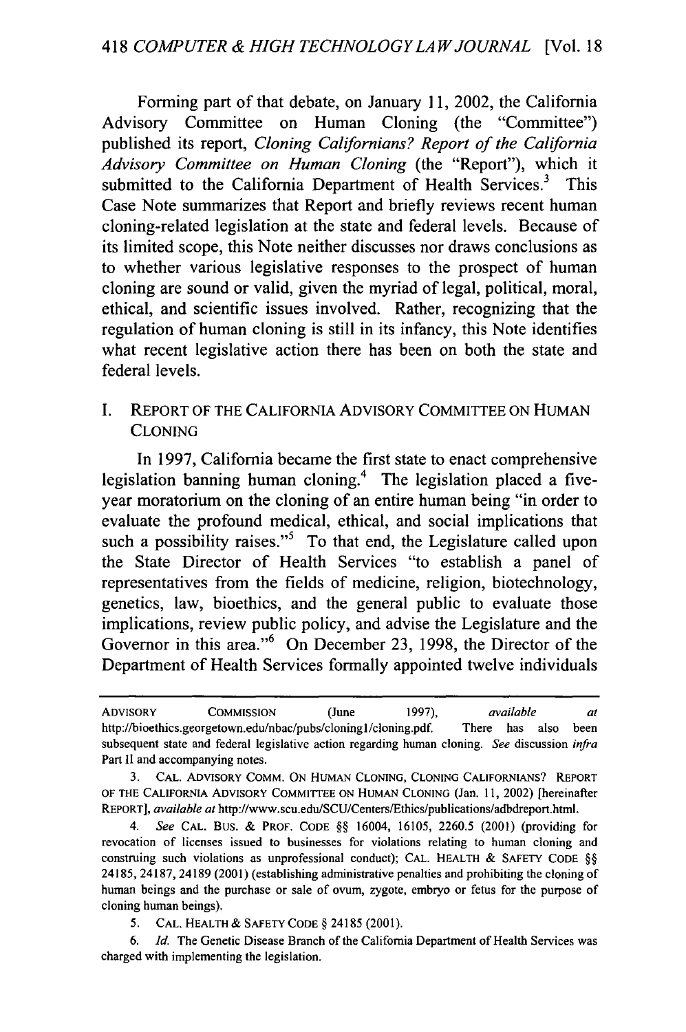Forming part of that debate, on January 11, 2002, the California Advisory Committee on Human Cloning (the "Committee") published its report, *Cloning Californians? Report of the California Advisory Committee on Human Cloning* (the "Report"), which it submitted to the California Department of Health Services.[3] This Case Note summarizes that Report and briefly reviews recent human cloning-related legislation at the state and federal levels. Because of its limited scope, this Note neither discusses nor draws conclusions as to whether various legislative responses to the prospect of human cloning are sound or valid, given the myriad of legal, political, moral, ethical, and scientific issues involved. Rather, recognizing that the regulation of human cloning is still in its infancy, this Note identifies what recent legislative action there has been on both the state and federal levels.

## I. REPORT OF THE CALIFORNIA ADVISORY COMMITTEE ON HUMAN CLONING

In 1997, California became the first state to enact comprehensive legislation banning human cloning.[4] The legislation placed a five-year moratorium on the cloning of an entire human being "in order to evaluate the profound medical, ethical, and social implications that such a possibility raises."[5] To that end, the Legislature called upon the State Director of Health Services "to establish a panel of representatives from the fields of medicine, religion, biotechnology, genetics, law, bioethics, and the general public to evaluate those implications, review public policy, and advise the Legislature and the Governor in this area."[6] On December 23, 1998, the Director of the Department of Health Services formally appointed twelve individuals

---

ADVISORY COMMISSION (June 1997), *available at* http://bioethics.georgetown.edu/nbac/pubs/cloning1/cloning.pdf. There has also been subsequent state and federal legislative action regarding human cloning. *See* discussion *infra* Part II and accompanying notes.

3. CAL. ADVISORY COMM. ON HUMAN CLONING, CLONING CALIFORNIANS? REPORT OF THE CALIFORNIA ADVISORY COMMITTEE ON HUMAN CLONING (Jan. 11, 2002) [hereinafter REPORT], *available at* http://www.scu.edu/SCU/Centers/Ethics/publications/adbdreport.html.

4. *See* CAL. BUS. & PROF. CODE §§ 16004, 16105, 2260.5 (2001) (providing for revocation of licenses issued to businesses for violations relating to human cloning and construing such violations as unprofessional conduct); CAL. HEALTH & SAFETY CODE §§ 24185, 24187, 24189 (2001) (establishing administrative penalties and prohibiting the cloning of human beings and the purchase or sale of ovum, zygote, embryo or fetus for the purpose of cloning human beings).

5. CAL. HEALTH & SAFETY CODE § 24185 (2001).

6. *Id.* The Genetic Disease Branch of the California Department of Health Services was charged with implementing the legislation.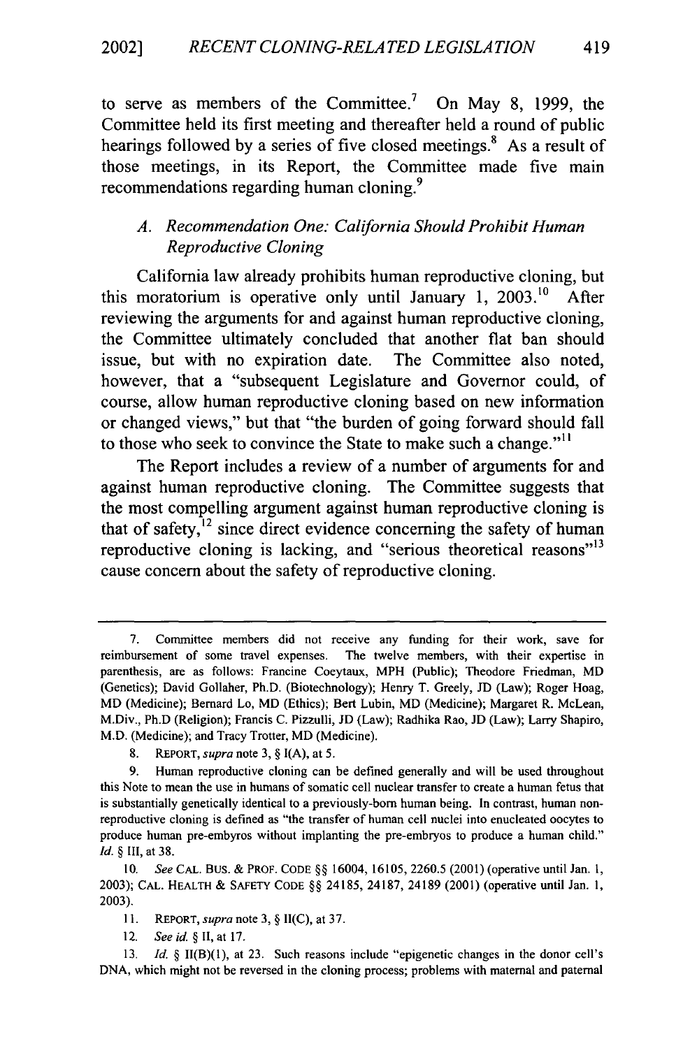to serve as members of the Committee.[7] On May 8, 1999, the Committee held its first meeting and thereafter held a round of public hearings followed by a series of five closed meetings.[8] As a result of those meetings, in its Report, the Committee made five main recommendations regarding human cloning.[9]

### *A. Recommendation One: California Should Prohibit Human Reproductive Cloning*

California law already prohibits human reproductive cloning, but this moratorium is operative only until January 1, 2003.[10] After reviewing the arguments for and against human reproductive cloning, the Committee ultimately concluded that another flat ban should issue, but with no expiration date. The Committee also noted, however, that a "subsequent Legislature and Governor could, of course, allow human reproductive cloning based on new information or changed views," but that "the burden of going forward should fall to those who seek to convince the State to make such a change."[11]

The Report includes a review of a number of arguments for and against human reproductive cloning. The Committee suggests that the most compelling argument against human reproductive cloning is that of safety,[12] since direct evidence concerning the safety of human reproductive cloning is lacking, and "serious theoretical reasons"[13] cause concern about the safety of reproductive cloning.

---

7. Committee members did not receive any funding for their work, save for reimbursement of some travel expenses. The twelve members, with their expertise in parenthesis, are as follows: Francine Coeytaux, MPH (Public); Theodore Friedman, MD (Genetics); David Gollaher, Ph.D. (Biotechnology); Henry T. Greely, JD (Law); Roger Hoag, MD (Medicine); Bernard Lo, MD (Ethics); Bert Lubin, MD (Medicine); Margaret R. McLean, M.Div., Ph.D (Religion); Francis C. Pizzulli, JD (Law); Radhika Rao, JD (Law); Larry Shapiro, M.D. (Medicine); and Tracy Trotter, MD (Medicine).

8. REPORT, *supra* note 3, § I(A), at 5.

9. Human reproductive cloning can be defined generally and will be used throughout this Note to mean the use in humans of somatic cell nuclear transfer to create a human fetus that is substantially genetically identical to a previously-born human being. In contrast, human non-reproductive cloning is defined as "the transfer of human cell nuclei into enucleated oocytes to produce human pre-embyros without implanting the pre-embryos to produce a human child." *Id.* § III, at 38.

10. *See* CAL. BUS. & PROF. CODE §§ 16004, 16105, 2260.5 (2001) (operative until Jan. 1, 2003); CAL. HEALTH & SAFETY CODE §§ 24185, 24187, 24189 (2001) (operative until Jan. 1, 2003).

11. REPORT, *supra* note 3, § II(C), at 37.

12. *See id.* § II, at 17.

13. *Id.* § II(B)(1), at 23. Such reasons include "epigenetic changes in the donor cell's DNA, which might not be reversed in the cloning process; problems with maternal and paternal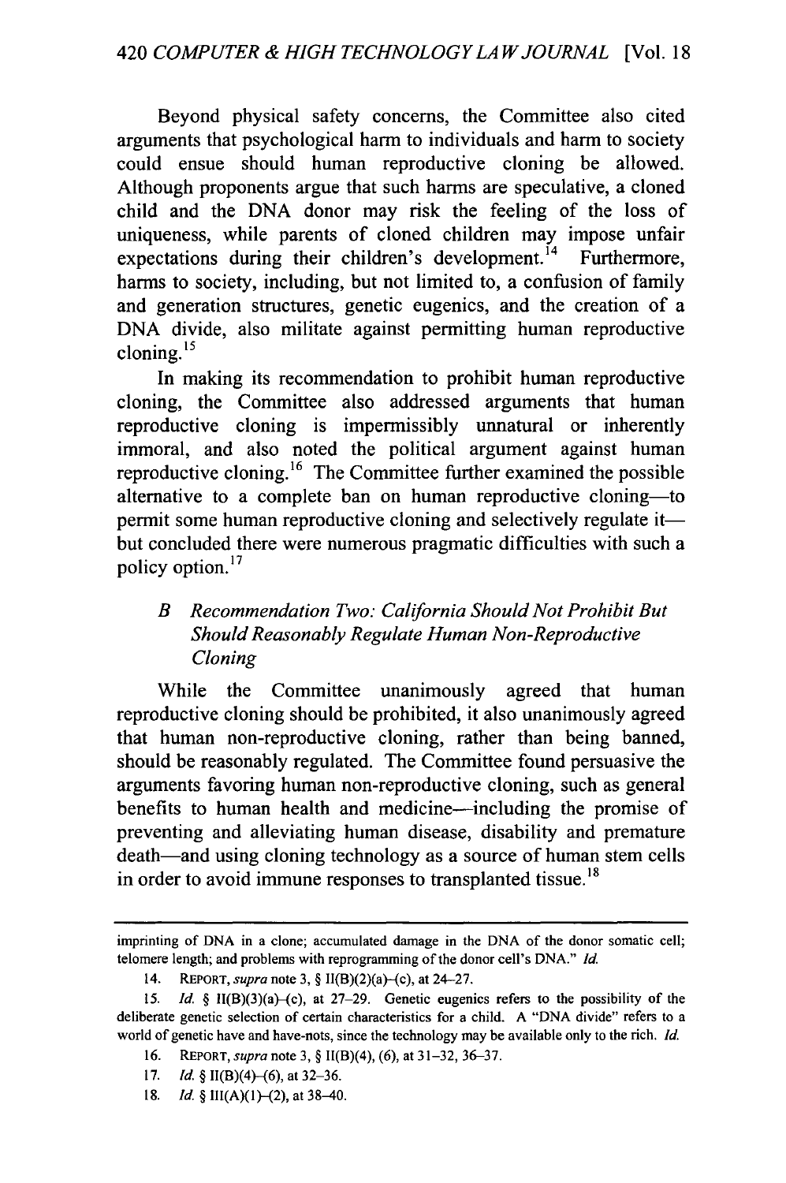Beyond physical safety concerns, the Committee also cited arguments that psychological harm to individuals and harm to society could ensue should human reproductive cloning be allowed. Although proponents argue that such harms are speculative, a cloned child and the DNA donor may risk the feeling of the loss of uniqueness, while parents of cloned children may impose unfair expectations during their children's development.[14] Furthermore, harms to society, including, but not limited to, a confusion of family and generation structures, genetic eugenics, and the creation of a DNA divide, also militate against permitting human reproductive cloning.[15]

In making its recommendation to prohibit human reproductive cloning, the Committee also addressed arguments that human reproductive cloning is impermissibly unnatural or inherently immoral, and also noted the political argument against human reproductive cloning.[16] The Committee further examined the possible alternative to a complete ban on human reproductive cloning—to permit some human reproductive cloning and selectively regulate it—but concluded there were numerous pragmatic difficulties with such a policy option.[17]

### B Recommendation Two: *California Should Not Prohibit But Should Reasonably Regulate Human Non-Reproductive Cloning*

While the Committee unanimously agreed that human reproductive cloning should be prohibited, it also unanimously agreed that human non-reproductive cloning, rather than being banned, should be reasonably regulated. The Committee found persuasive the arguments favoring human non-reproductive cloning, such as general benefits to human health and medicine—including the promise of preventing and alleviating human disease, disability and premature death—and using cloning technology as a source of human stem cells in order to avoid immune responses to transplanted tissue.[18]

---

imprinting of DNA in a clone; accumulated damage in the DNA of the donor somatic cell; telomere length; and problems with reprogramming of the donor cell's DNA." *Id.*

14. REPORT, *supra* note 3, § II(B)(2)(a)–(c), at 24–27.

15. *Id.* § II(B)(3)(a)–(c), at 27–29. Genetic eugenics refers to the possibility of the deliberate genetic selection of certain characteristics for a child. A "DNA divide" refers to a world of genetic have and have-nots, since the technology may be available only to the rich. *Id.*

16. REPORT, *supra* note 3, § II(B)(4), (6), at 31–32, 36–37.

17. *Id.* § II(B)(4)–(6), at 32–36.

18. *Id.* § III(A)(1)–(2), at 38–40.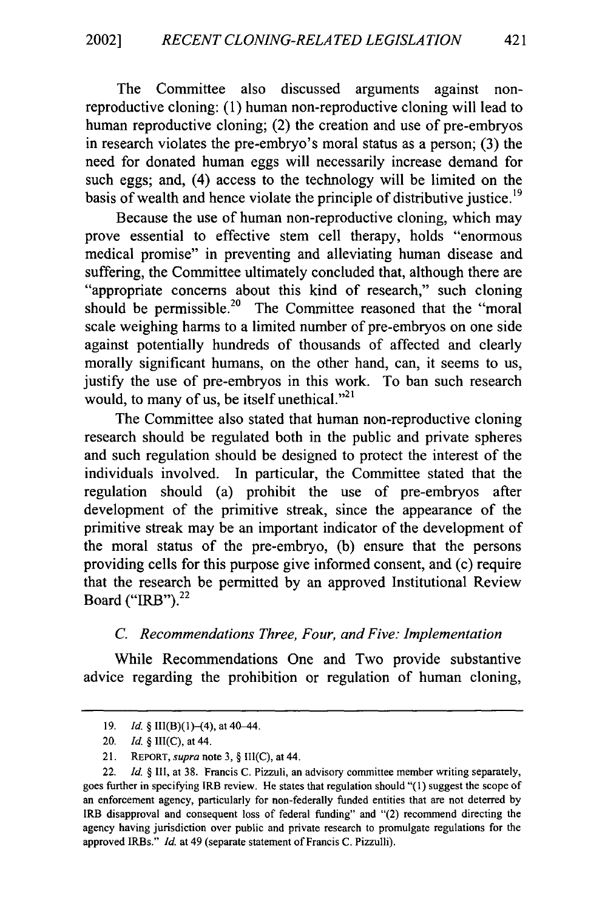The Committee also discussed arguments against non-reproductive cloning: (1) human non-reproductive cloning will lead to human reproductive cloning; (2) the creation and use of pre-embryos in research violates the pre-embryo's moral status as a person; (3) the need for donated human eggs will necessarily increase demand for such eggs; and, (4) access to the technology will be limited on the basis of wealth and hence violate the principle of distributive justice.[19]

Because the use of human non-reproductive cloning, which may prove essential to effective stem cell therapy, holds "enormous medical promise" in preventing and alleviating human disease and suffering, the Committee ultimately concluded that, although there are "appropriate concerns about this kind of research," such cloning should be permissible.[20] The Committee reasoned that the "moral scale weighing harms to a limited number of pre-embryos on one side against potentially hundreds of thousands of affected and clearly morally significant humans, on the other hand, can, it seems to us, justify the use of pre-embryos in this work. To ban such research would, to many of us, be itself unethical."[21]

The Committee also stated that human non-reproductive cloning research should be regulated both in the public and private spheres and such regulation should be designed to protect the interest of the individuals involved. In particular, the Committee stated that the regulation should (a) prohibit the use of pre-embryos after development of the primitive streak, since the appearance of the primitive streak may be an important indicator of the development of the moral status of the pre-embryo, (b) ensure that the persons providing cells for this purpose give informed consent, and (c) require that the research be permitted by an approved Institutional Review Board ("IRB").[22]

### *C. Recommendations Three, Four, and Five: Implementation*

While Recommendations One and Two provide substantive advice regarding the prohibition or regulation of human cloning,

---

19. *Id.* § III(B)(1)–(4), at 40–44.

20. *Id.* § III(C), at 44.

21. REPORT, *supra* note 3, § III(C), at 44.

22. *Id.* § III, at 38. Francis C. Pizzuli, an advisory committee member writing separately, goes further in specifying IRB review. He states that regulation should "(1) suggest the scope of an enforcement agency, particularly for non-federally funded entities that are not deterred by IRB disapproval and consequent loss of federal funding" and "(2) recommend directing the agency having jurisdiction over public and private research to promulgate regulations for the approved IRBs." *Id.* at 49 (separate statement of Francis C. Pizzulli).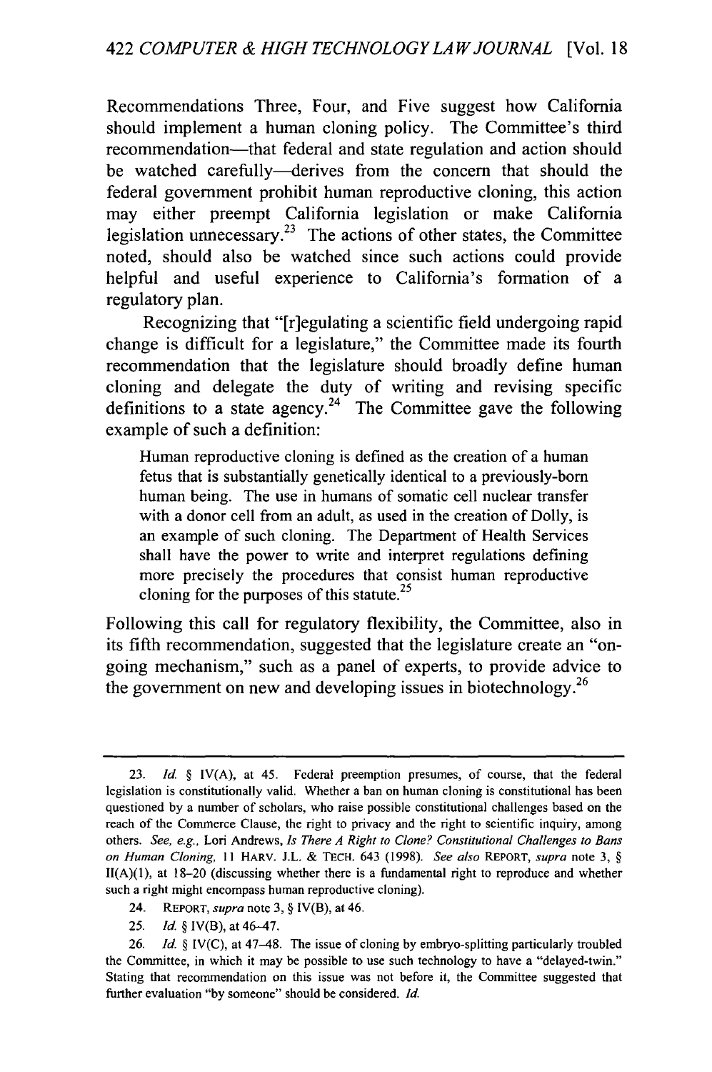Recommendations Three, Four, and Five suggest how California should implement a human cloning policy. The Committee's third recommendation—that federal and state regulation and action should be watched carefully—derives from the concern that should the federal government prohibit human reproductive cloning, this action may either preempt California legislation or make California legislation unnecessary.[23] The actions of other states, the Committee noted, should also be watched since such actions could provide helpful and useful experience to California's formation of a regulatory plan.

Recognizing that "[r]egulating a scientific field undergoing rapid change is difficult for a legislature," the Committee made its fourth recommendation that the legislature should broadly define human cloning and delegate the duty of writing and revising specific definitions to a state agency.[24] The Committee gave the following example of such a definition:

> Human reproductive cloning is defined as the creation of a human fetus that is substantially genetically identical to a previously-born human being. The use in humans of somatic cell nuclear transfer with a donor cell from an adult, as used in the creation of Dolly, is an example of such cloning. The Department of Health Services shall have the power to write and interpret regulations defining more precisely the procedures that consist human reproductive cloning for the purposes of this statute.[25]

Following this call for regulatory flexibility, the Committee, also in its fifth recommendation, suggested that the legislature create an "on-going mechanism," such as a panel of experts, to provide advice to the government on new and developing issues in biotechnology.[26]

---

23. *Id.* § IV(A), at 45. Federal preemption presumes, of course, that the federal legislation is constitutionally valid. Whether a ban on human cloning is constitutional has been questioned by a number of scholars, who raise possible constitutional challenges based on the reach of the Commerce Clause, the right to privacy and the right to scientific inquiry, among others. *See, e.g.*, Lori Andrews, *Is There A Right to Clone? Constitutional Challenges to Bans on Human Cloning*, 11 HARV. J.L. & TECH. 643 (1998). *See also* REPORT, *supra* note 3, § II(A)(1), at 18–20 (discussing whether there is a fundamental right to reproduce and whether such a right might encompass human reproductive cloning).

24. REPORT, *supra* note 3, § IV(B), at 46.

25. *Id.* § IV(B), at 46–47.

26. *Id.* § IV(C), at 47–48. The issue of cloning by embryo-splitting particularly troubled the Committee, in which it may be possible to use such technology to have a "delayed-twin." Stating that recommendation on this issue was not before it, the Committee suggested that further evaluation "by someone" should be considered. *Id.*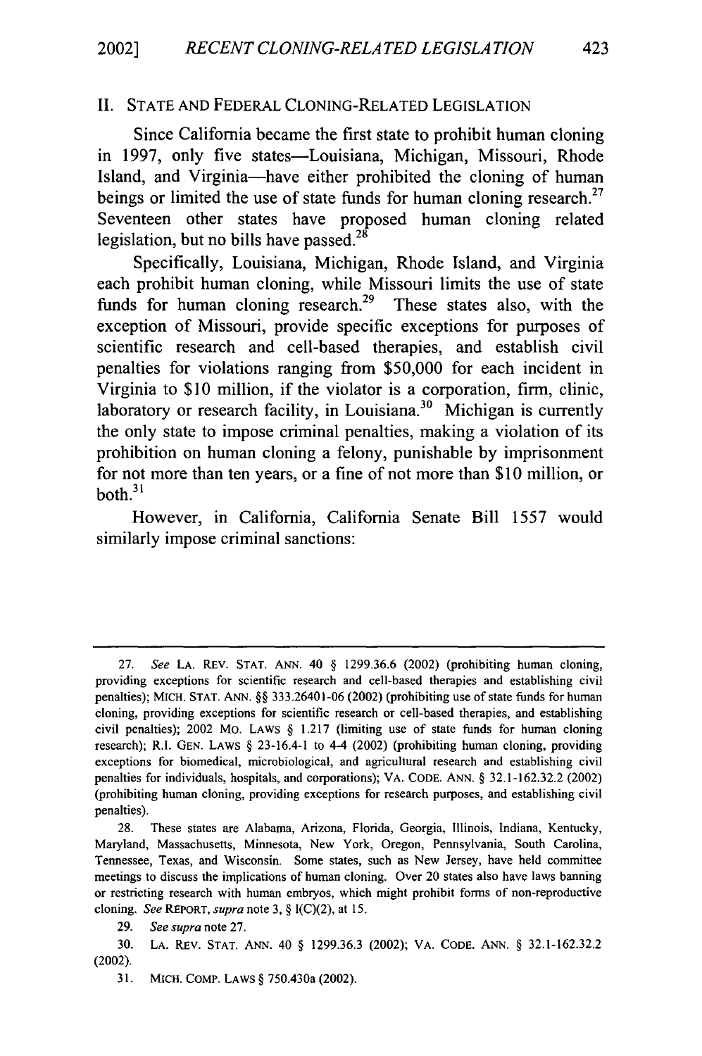## II. STATE AND FEDERAL CLONING-RELATED LEGISLATION

Since California became the first state to prohibit human cloning in 1997, only five states—Louisiana, Michigan, Missouri, Rhode Island, and Virginia—have either prohibited the cloning of human beings or limited the use of state funds for human cloning research.[27] Seventeen other states have proposed human cloning related legislation, but no bills have passed.[28]

Specifically, Louisiana, Michigan, Rhode Island, and Virginia each prohibit human cloning, while Missouri limits the use of state funds for human cloning research.[29] These states also, with the exception of Missouri, provide specific exceptions for purposes of scientific research and cell-based therapies, and establish civil penalties for violations ranging from $50,000 for each incident in Virginia to $10 million, if the violator is a corporation, firm, clinic, laboratory or research facility, in Louisiana.[30] Michigan is currently the only state to impose criminal penalties, making a violation of its prohibition on human cloning a felony, punishable by imprisonment for not more than ten years, or a fine of not more than $10 million, or both.[31]

However, in California, California Senate Bill 1557 would similarly impose criminal sanctions:

---

27. *See* LA. REV. STAT. ANN. 40 § 1299.36.6 (2002) (prohibiting human cloning, providing exceptions for scientific research and cell-based therapies and establishing civil penalties); MICH. STAT. ANN. §§ 333.26401-06 (2002) (prohibiting use of state funds for human cloning, providing exceptions for scientific research or cell-based therapies, and establishing civil penalties); 2002 MO. LAWS § 1.217 (limiting use of state funds for human cloning research); R.I. GEN. LAWS § 23-16.4-1 to 4-4 (2002) (prohibiting human cloning, providing exceptions for biomedical, microbiological, and agricultural research and establishing civil penalties for individuals, hospitals, and corporations); VA. CODE. ANN. § 32.1-162.32.2 (2002) (prohibiting human cloning, providing exceptions for research purposes, and establishing civil penalties).

28. These states are Alabama, Arizona, Florida, Georgia, Illinois, Indiana, Kentucky, Maryland, Massachusetts, Minnesota, New York, Oregon, Pennsylvania, South Carolina, Tennessee, Texas, and Wisconsin. Some states, such as New Jersey, have held committee meetings to discuss the implications of human cloning. Over 20 states also have laws banning or restricting research with human embryos, which might prohibit forms of non-reproductive cloning. *See* REPORT, *supra* note 3, § I(C)(2), at 15.

29. *See supra* note 27.

30. LA. REV. STAT. ANN. 40 § 1299.36.3 (2002); VA. CODE. ANN. § 32.1-162.32.2 (2002).

31. MICH. COMP. LAWS § 750.430a (2002).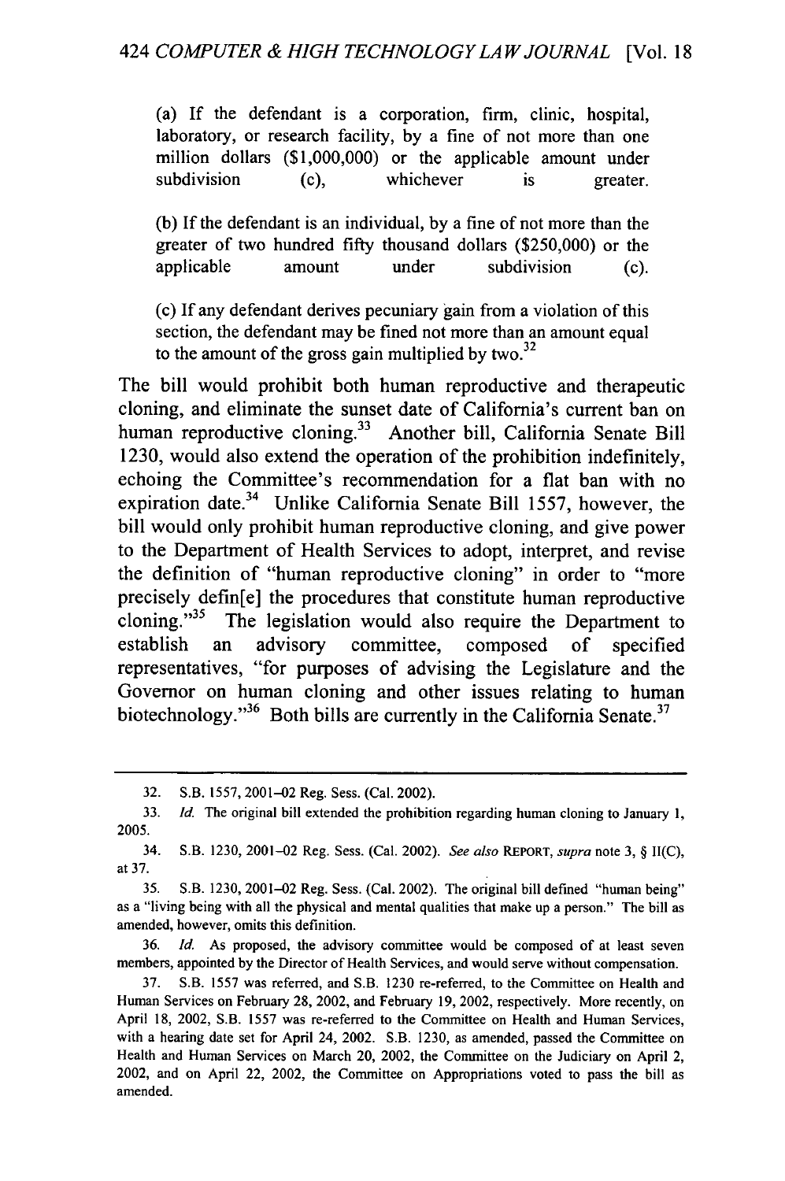(a) If the defendant is a corporation, firm, clinic, hospital, laboratory, or research facility, by a fine of not more than one million dollars ($1,000,000) or the applicable amount under subdivision (c), whichever is greater.

(b) If the defendant is an individual, by a fine of not more than the greater of two hundred fifty thousand dollars ($250,000) or the applicable amount under subdivision (c).

(c) If any defendant derives pecuniary gain from a violation of this section, the defendant may be fined not more than an amount equal to the amount of the gross gain multiplied by two.[32]

The bill would prohibit both human reproductive and therapeutic cloning, and eliminate the sunset date of California's current ban on human reproductive cloning.[33] Another bill, California Senate Bill 1230, would also extend the operation of the prohibition indefinitely, echoing the Committee's recommendation for a flat ban with no expiration date.[34] Unlike California Senate Bill 1557, however, the bill would only prohibit human reproductive cloning, and give power to the Department of Health Services to adopt, interpret, and revise the definition of "human reproductive cloning" in order to "more precisely defin[e] the procedures that constitute human reproductive cloning."[35] The legislation would also require the Department to establish an advisory committee, composed of specified representatives, "for purposes of advising the Legislature and the Governor on human cloning and other issues relating to human biotechnology."[36] Both bills are currently in the California Senate.[37]

---

32. S.B. 1557, 2001–02 Reg. Sess. (Cal. 2002).

33. *Id.* The original bill extended the prohibition regarding human cloning to January 1, 2005.

34. S.B. 1230, 2001–02 Reg. Sess. (Cal. 2002). *See also* REPORT, *supra* note 3, § II(C), at 37.

35. S.B. 1230, 2001–02 Reg. Sess. (Cal. 2002). The original bill defined "human being" as a "living being with all the physical and mental qualities that make up a person." The bill as amended, however, omits this definition.

36. *Id.* As proposed, the advisory committee would be composed of at least seven members, appointed by the Director of Health Services, and would serve without compensation.

37. S.B. 1557 was referred, and S.B. 1230 re-referred, to the Committee on Health and Human Services on February 28, 2002, and February 19, 2002, respectively. More recently, on April 18, 2002, S.B. 1557 was re-referred to the Committee on Health and Human Services, with a hearing date set for April 24, 2002. S.B. 1230, as amended, passed the Committee on Health and Human Services on March 20, 2002, the Committee on the Judiciary on April 2, 2002, and on April 22, 2002, the Committee on Appropriations voted to pass the bill as amended.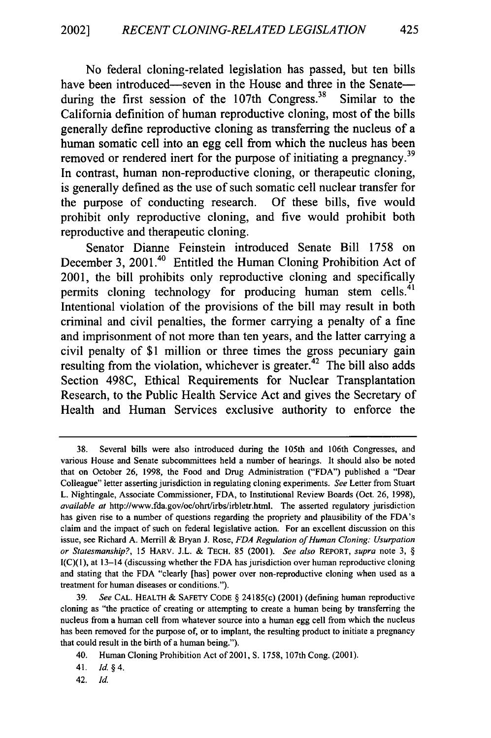No federal cloning-related legislation has passed, but ten bills have been introduced—seven in the House and three in the Senate—during the first session of the 107th Congress.[38] Similar to the California definition of human reproductive cloning, most of the bills generally define reproductive cloning as transferring the nucleus of a human somatic cell into an egg cell from which the nucleus has been removed or rendered inert for the purpose of initiating a pregnancy.[39] In contrast, human non-reproductive cloning, or therapeutic cloning, is generally defined as the use of such somatic cell nuclear transfer for the purpose of conducting research. Of these bills, five would prohibit only reproductive cloning, and five would prohibit both reproductive and therapeutic cloning.

Senator Dianne Feinstein introduced Senate Bill 1758 on December 3, 2001.[40] Entitled the Human Cloning Prohibition Act of 2001, the bill prohibits only reproductive cloning and specifically permits cloning technology for producing human stem cells.[41] Intentional violation of the provisions of the bill may result in both criminal and civil penalties, the former carrying a penalty of a fine and imprisonment of not more than ten years, and the latter carrying a civil penalty of $1 million or three times the gross pecuniary gain resulting from the violation, whichever is greater.[42] The bill also adds Section 498C, Ethical Requirements for Nuclear Transplantation Research, to the Public Health Service Act and gives the Secretary of Health and Human Services exclusive authority to enforce the

---

38. Several bills were also introduced during the 105th and 106th Congresses, and various House and Senate subcommittees held a number of hearings. It should also be noted that on October 26, 1998, the Food and Drug Administration ("FDA") published a "Dear Colleague" letter asserting jurisdiction in regulating cloning experiments. *See* Letter from Stuart L. Nightingale, Associate Commissioner, FDA, to Institutional Review Boards (Oct. 26, 1998), *available at* http://www.fda.gov/oc/ohrt/irbs/irbletr.html. The asserted regulatory jurisdiction has given rise to a number of questions regarding the propriety and plausibility of the FDA's claim and the impact of such on federal legislative action. For an excellent discussion on this issue, see Richard A. Merrill & Bryan J. Rose, *FDA Regulation of Human Cloning: Usurpation or Statesmanship?*, 15 HARV. J.L. & TECH. 85 (2001). *See also* REPORT, *supra* note 3, § I(C)(1), at 13–14 (discussing whether the FDA has jurisdiction over human reproductive cloning and stating that the FDA "clearly [has] power over non-reproductive cloning when used as a treatment for human diseases or conditions.").

39. *See* CAL. HEALTH & SAFETY CODE § 24185(c) (2001) (defining human reproductive cloning as "the practice of creating or attempting to create a human being by transferring the nucleus from a human cell from whatever source into a human egg cell from which the nucleus has been removed for the purpose of, or to implant, the resulting product to initiate a pregnancy that could result in the birth of a human being.").

40. Human Cloning Prohibition Act of 2001, S. 1758, 107th Cong. (2001).

41. *Id.* § 4.

42. *Id.*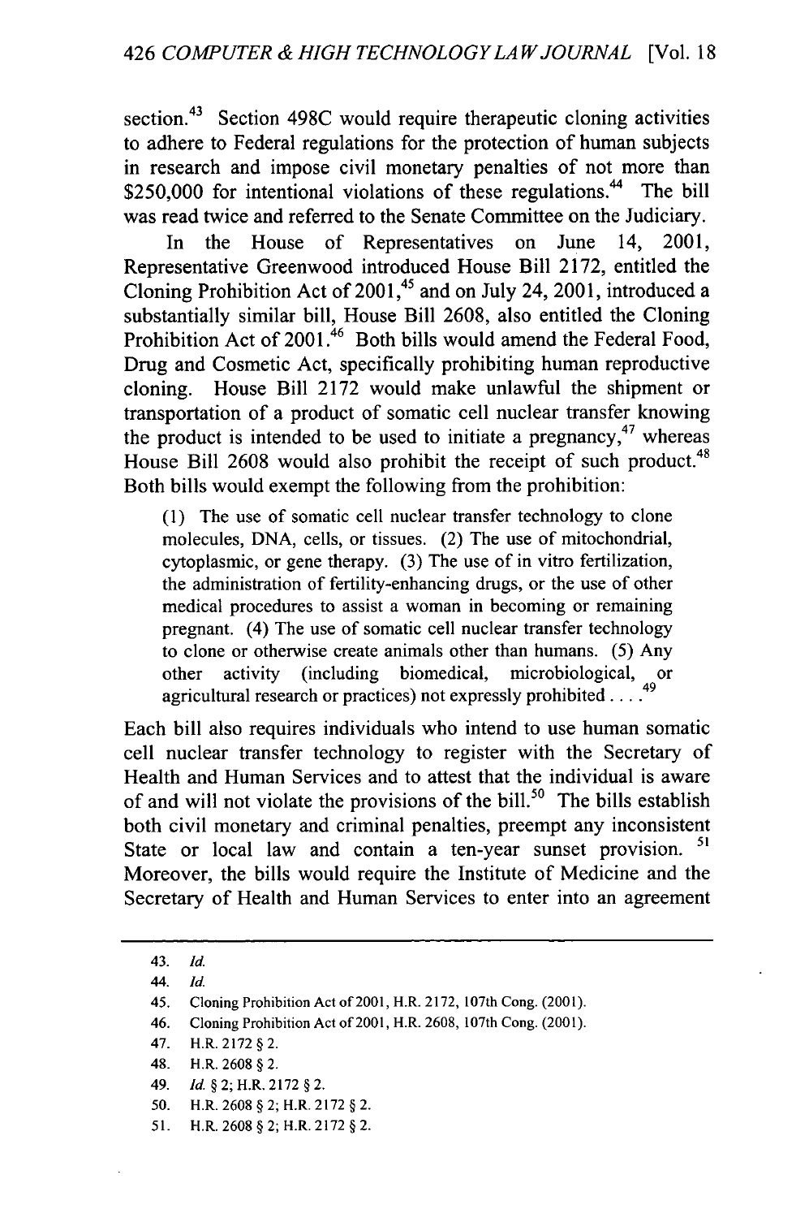section.[43] Section 498C would require therapeutic cloning activities to adhere to Federal regulations for the protection of human subjects in research and impose civil monetary penalties of not more than $250,000 for intentional violations of these regulations.[44] The bill was read twice and referred to the Senate Committee on the Judiciary.

In the House of Representatives on June 14, 2001, Representative Greenwood introduced House Bill 2172, entitled the Cloning Prohibition Act of 2001,[45] and on July 24, 2001, introduced a substantially similar bill, House Bill 2608, also entitled the Cloning Prohibition Act of 2001.[46] Both bills would amend the Federal Food, Drug and Cosmetic Act, specifically prohibiting human reproductive cloning. House Bill 2172 would make unlawful the shipment or transportation of a product of somatic cell nuclear transfer knowing the product is intended to be used to initiate a pregnancy,[47] whereas House Bill 2608 would also prohibit the receipt of such product.[48] Both bills would exempt the following from the prohibition:

> (1) The use of somatic cell nuclear transfer technology to clone molecules, DNA, cells, or tissues. (2) The use of mitochondrial, cytoplasmic, or gene therapy. (3) The use of in vitro fertilization, the administration of fertility-enhancing drugs, or the use of other medical procedures to assist a woman in becoming or remaining pregnant. (4) The use of somatic cell nuclear transfer technology to clone or otherwise create animals other than humans. (5) Any other activity (including biomedical, microbiological, or agricultural research or practices) not expressly prohibited . . . .[49]

Each bill also requires individuals who intend to use human somatic cell nuclear transfer technology to register with the Secretary of Health and Human Services and to attest that the individual is aware of and will not violate the provisions of the bill.[50] The bills establish both civil monetary and criminal penalties, preempt any inconsistent State or local law and contain a ten-year sunset provision.[51] Moreover, the bills would require the Institute of Medicine and the Secretary of Health and Human Services to enter into an agreement

---

43. *Id.*
44. *Id.*
45. Cloning Prohibition Act of 2001, H.R. 2172, 107th Cong. (2001).
46. Cloning Prohibition Act of 2001, H.R. 2608, 107th Cong. (2001).
47. H.R. 2172 § 2.
48. H.R. 2608 § 2.
49. *Id.* § 2; H.R. 2172 § 2.
50. H.R. 2608 § 2; H.R. 2172 § 2.
51. H.R. 2608 § 2; H.R. 2172 § 2.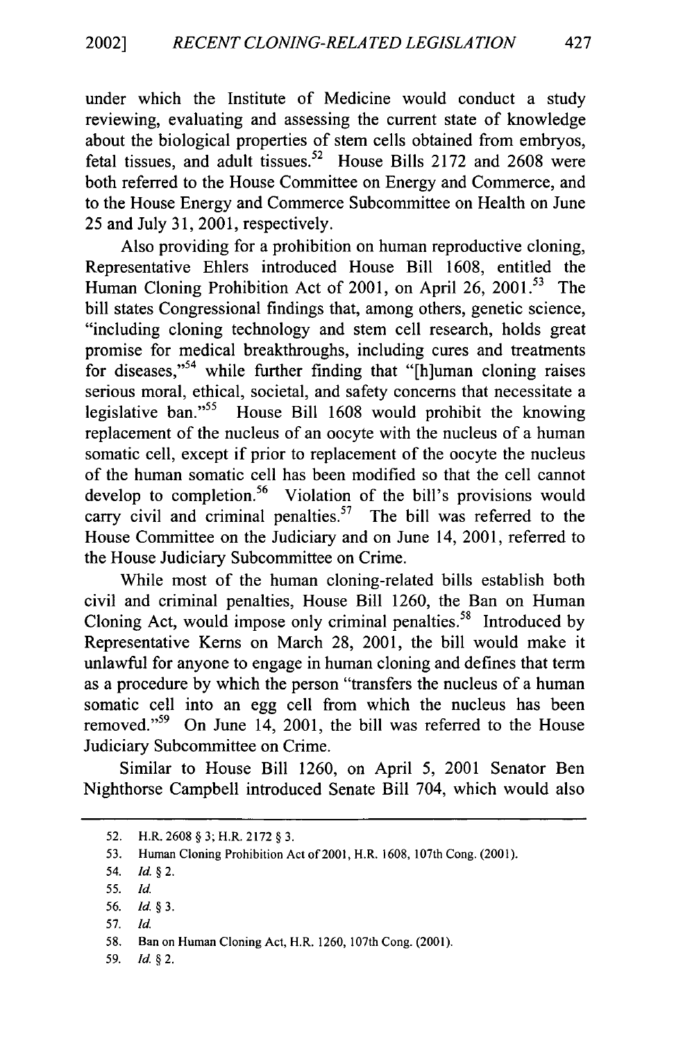under which the Institute of Medicine would conduct a study reviewing, evaluating and assessing the current state of knowledge about the biological properties of stem cells obtained from embryos, fetal tissues, and adult tissues.[52] House Bills 2172 and 2608 were both referred to the House Committee on Energy and Commerce, and to the House Energy and Commerce Subcommittee on Health on June 25 and July 31, 2001, respectively.

Also providing for a prohibition on human reproductive cloning, Representative Ehlers introduced House Bill 1608, entitled the Human Cloning Prohibition Act of 2001, on April 26, 2001.[53] The bill states Congressional findings that, among others, genetic science, "including cloning technology and stem cell research, holds great promise for medical breakthroughs, including cures and treatments for diseases,"[54] while further finding that "[h]uman cloning raises serious moral, ethical, societal, and safety concerns that necessitate a legislative ban."[55] House Bill 1608 would prohibit the knowing replacement of the nucleus of an oocyte with the nucleus of a human somatic cell, except if prior to replacement of the oocyte the nucleus of the human somatic cell has been modified so that the cell cannot develop to completion.[56] Violation of the bill's provisions would carry civil and criminal penalties.[57] The bill was referred to the House Committee on the Judiciary and on June 14, 2001, referred to the House Judiciary Subcommittee on Crime.

While most of the human cloning-related bills establish both civil and criminal penalties, House Bill 1260, the Ban on Human Cloning Act, would impose only criminal penalties.[58] Introduced by Representative Kerns on March 28, 2001, the bill would make it unlawful for anyone to engage in human cloning and defines that term as a procedure by which the person "transfers the nucleus of a human somatic cell into an egg cell from which the nucleus has been removed."[59] On June 14, 2001, the bill was referred to the House Judiciary Subcommittee on Crime.

Similar to House Bill 1260, on April 5, 2001 Senator Ben Nighthorse Campbell introduced Senate Bill 704, which would also

---

52. H.R. 2608 § 3; H.R. 2172 § 3.

53. Human Cloning Prohibition Act of 2001, H.R. 1608, 107th Cong. (2001).

54. *Id.* § 2.

55. *Id.*

56. *Id.* § 3.

57. *Id.*

58. Ban on Human Cloning Act, H.R. 1260, 107th Cong. (2001).

59. *Id.* § 2.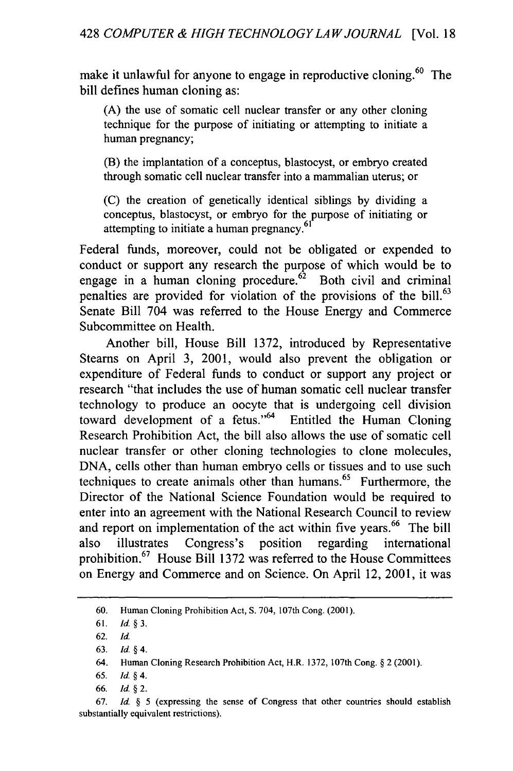make it unlawful for anyone to engage in reproductive cloning.[60] The bill defines human cloning as:

> (A) the use of somatic cell nuclear transfer or any other cloning technique for the purpose of initiating or attempting to initiate a human pregnancy;
>
> (B) the implantation of a conceptus, blastocyst, or embryo created through somatic cell nuclear transfer into a mammalian uterus; or
>
> (C) the creation of genetically identical siblings by dividing a conceptus, blastocyst, or embryo for the purpose of initiating or attempting to initiate a human pregnancy.[61]

Federal funds, moreover, could not be obligated or expended to conduct or support any research the purpose of which would be to engage in a human cloning procedure.[62] Both civil and criminal penalties are provided for violation of the provisions of the bill.[63] Senate Bill 704 was referred to the House Energy and Commerce Subcommittee on Health.

Another bill, House Bill 1372, introduced by Representative Stearns on April 3, 2001, would also prevent the obligation or expenditure of Federal funds to conduct or support any project or research "that includes the use of human somatic cell nuclear transfer technology to produce an oocyte that is undergoing cell division toward development of a fetus."[64] Entitled the Human Cloning Research Prohibition Act, the bill also allows the use of somatic cell nuclear transfer or other cloning technologies to clone molecules, DNA, cells other than human embryo cells or tissues and to use such techniques to create animals other than humans.[65] Furthermore, the Director of the National Science Foundation would be required to enter into an agreement with the National Research Council to review and report on implementation of the act within five years.[66] The bill also illustrates Congress's position regarding international prohibition.[67] House Bill 1372 was referred to the House Committees on Energy and Commerce and on Science. On April 12, 2001, it was

---

60. Human Cloning Prohibition Act, S. 704, 107th Cong. (2001).

61. *Id.* § 3.

62. *Id.*

63. *Id.* § 4.

64. Human Cloning Research Prohibition Act, H.R. 1372, 107th Cong. § 2 (2001).

65. *Id.* § 4.

66. *Id.* § 2.

67. *Id.* § 5 (expressing the sense of Congress that other countries should establish substantially equivalent restrictions).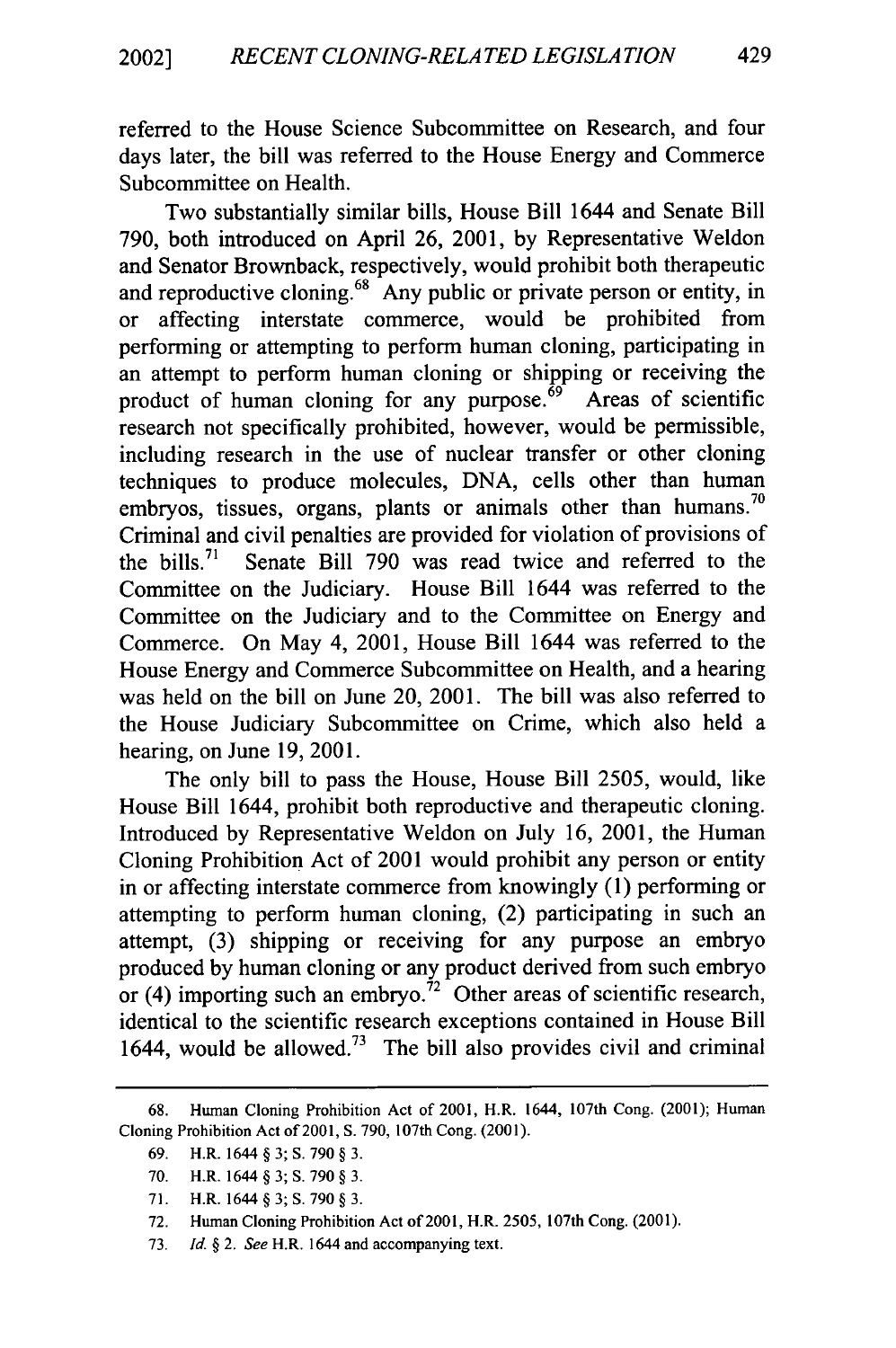referred to the House Science Subcommittee on Research, and four days later, the bill was referred to the House Energy and Commerce Subcommittee on Health.

Two substantially similar bills, House Bill 1644 and Senate Bill 790, both introduced on April 26, 2001, by Representative Weldon and Senator Brownback, respectively, would prohibit both therapeutic and reproductive cloning.[68] Any public or private person or entity, in or affecting interstate commerce, would be prohibited from performing or attempting to perform human cloning, participating in an attempt to perform human cloning or shipping or receiving the product of human cloning for any purpose.[69] Areas of scientific research not specifically prohibited, however, would be permissible, including research in the use of nuclear transfer or other cloning techniques to produce molecules, DNA, cells other than human embryos, tissues, organs, plants or animals other than humans.[70] Criminal and civil penalties are provided for violation of provisions of the bills.[71] Senate Bill 790 was read twice and referred to the Committee on the Judiciary. House Bill 1644 was referred to the Committee on the Judiciary and to the Committee on Energy and Commerce. On May 4, 2001, House Bill 1644 was referred to the House Energy and Commerce Subcommittee on Health, and a hearing was held on the bill on June 20, 2001. The bill was also referred to the House Judiciary Subcommittee on Crime, which also held a hearing, on June 19, 2001.

The only bill to pass the House, House Bill 2505, would, like House Bill 1644, prohibit both reproductive and therapeutic cloning. Introduced by Representative Weldon on July 16, 2001, the Human Cloning Prohibition Act of 2001 would prohibit any person or entity in or affecting interstate commerce from knowingly (1) performing or attempting to perform human cloning, (2) participating in such an attempt, (3) shipping or receiving for any purpose an embryo produced by human cloning or any product derived from such embryo or (4) importing such an embryo.[72] Other areas of scientific research, identical to the scientific research exceptions contained in House Bill 1644, would be allowed.[73] The bill also provides civil and criminal

---

68. Human Cloning Prohibition Act of 2001, H.R. 1644, 107th Cong. (2001); Human Cloning Prohibition Act of 2001, S. 790, 107th Cong. (2001).

69. H.R. 1644 § 3; S. 790 § 3.

70. H.R. 1644 § 3; S. 790 § 3.

71. H.R. 1644 § 3; S. 790 § 3.

72. Human Cloning Prohibition Act of 2001, H.R. 2505, 107th Cong. (2001).

73. *Id.* § 2. *See* H.R. 1644 and accompanying text.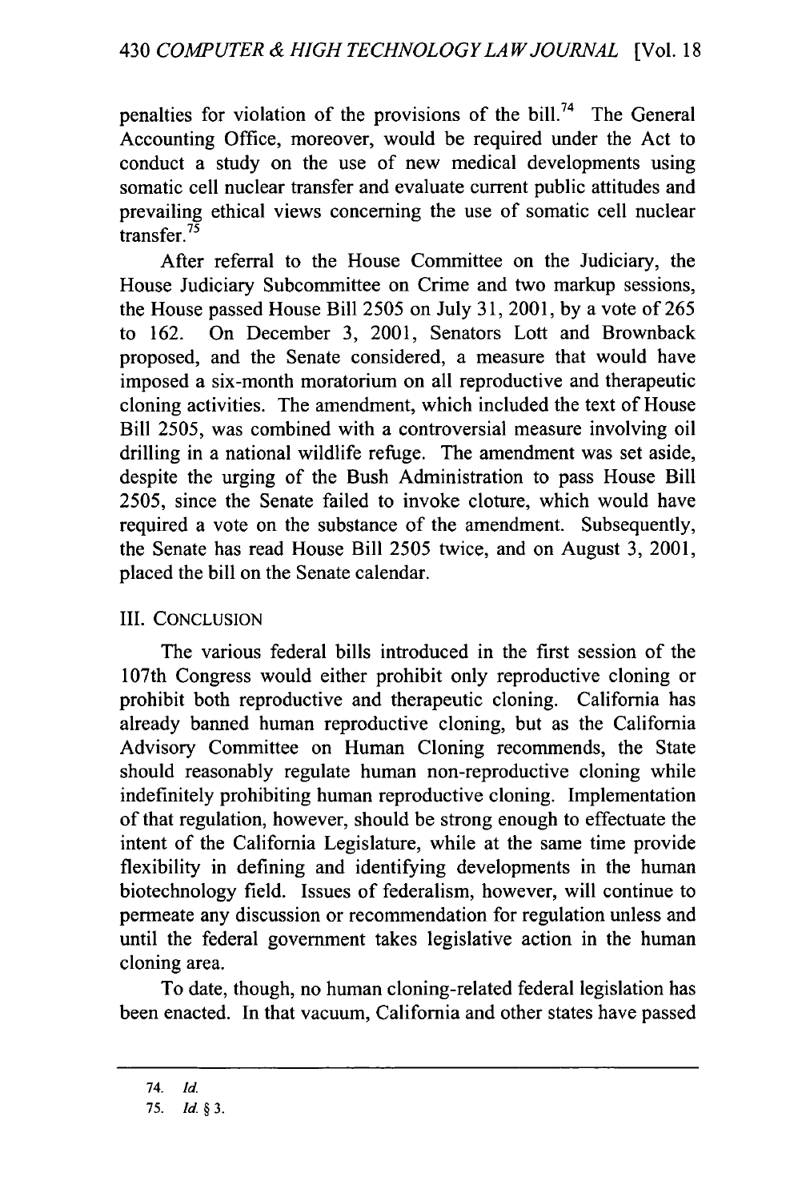penalties for violation of the provisions of the bill.[74] The General Accounting Office, moreover, would be required under the Act to conduct a study on the use of new medical developments using somatic cell nuclear transfer and evaluate current public attitudes and prevailing ethical views concerning the use of somatic cell nuclear transfer.[75]

After referral to the House Committee on the Judiciary, the House Judiciary Subcommittee on Crime and two markup sessions, the House passed House Bill 2505 on July 31, 2001, by a vote of 265 to 162. On December 3, 2001, Senators Lott and Brownback proposed, and the Senate considered, a measure that would have imposed a six-month moratorium on all reproductive and therapeutic cloning activities. The amendment, which included the text of House Bill 2505, was combined with a controversial measure involving oil drilling in a national wildlife refuge. The amendment was set aside, despite the urging of the Bush Administration to pass House Bill 2505, since the Senate failed to invoke cloture, which would have required a vote on the substance of the amendment. Subsequently, the Senate has read House Bill 2505 twice, and on August 3, 2001, placed the bill on the Senate calendar.

## III. CONCLUSION

The various federal bills introduced in the first session of the 107th Congress would either prohibit only reproductive cloning or prohibit both reproductive and therapeutic cloning. California has already banned human reproductive cloning, but as the California Advisory Committee on Human Cloning recommends, the State should reasonably regulate human non-reproductive cloning while indefinitely prohibiting human reproductive cloning. Implementation of that regulation, however, should be strong enough to effectuate the intent of the California Legislature, while at the same time provide flexibility in defining and identifying developments in the human biotechnology field. Issues of federalism, however, will continue to permeate any discussion or recommendation for regulation unless and until the federal government takes legislative action in the human cloning area.

To date, though, no human cloning-related federal legislation has been enacted. In that vacuum, California and other states have passed

---

74. *Id.*

75. *Id.* § 3.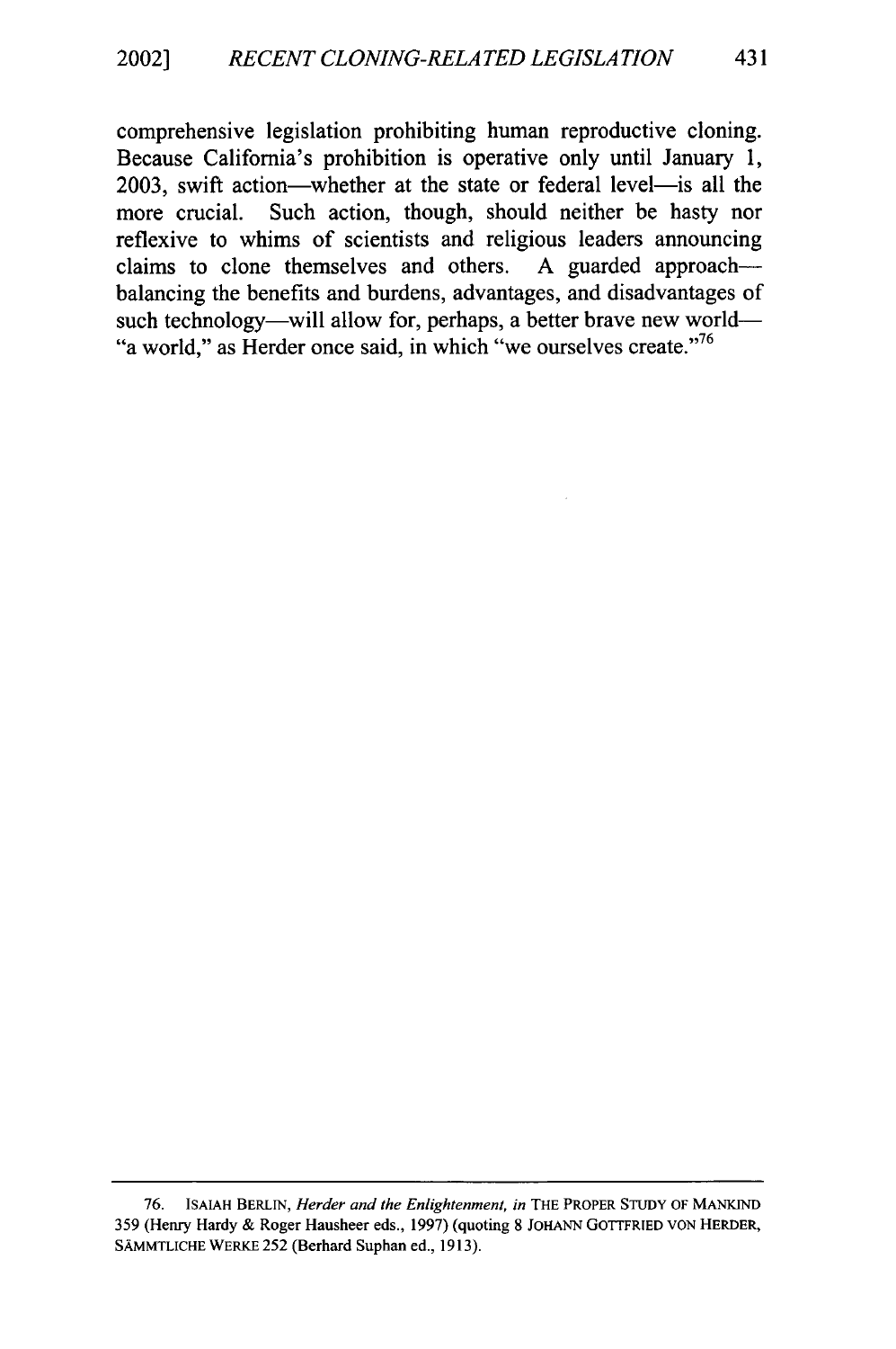comprehensive legislation prohibiting human reproductive cloning. Because California's prohibition is operative only until January 1, 2003, swift action—whether at the state or federal level—is all the more crucial. Such action, though, should neither be hasty nor reflexive to whims of scientists and religious leaders announcing claims to clone themselves and others. A guarded approach—balancing the benefits and burdens, advantages, and disadvantages of such technology—will allow for, perhaps, a better brave new world—"a world," as Herder once said, in which "we ourselves create."[76]

---

76. ISAIAH BERLIN, *Herder and the Enlightenment*, *in* THE PROPER STUDY OF MANKIND 359 (Henry Hardy & Roger Hausheer eds., 1997) (quoting 8 JOHANN GOTTFRIED VON HERDER, SÄMMTLICHE WERKE 252 (Berhard Suphan ed., 1913).